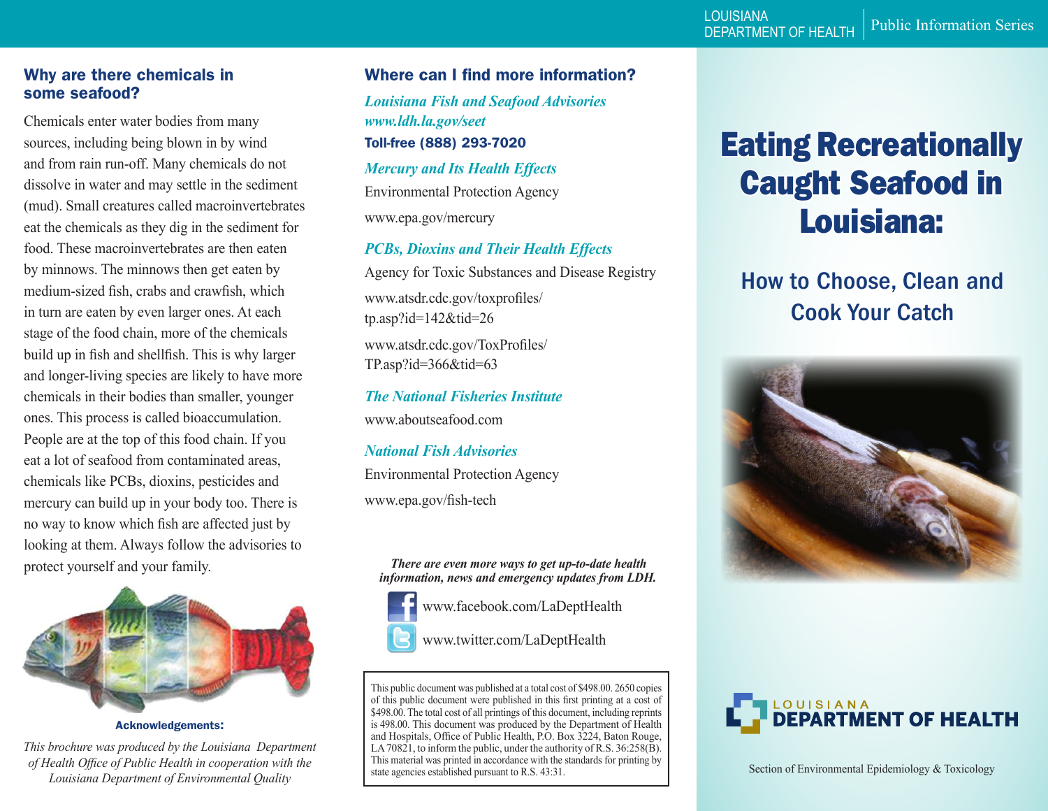## Why are there chemicals in some seafood?

Chemicals enter water bodies from many sources, including being blown in by wind and from rain run-off. Many chemicals do not dissolve in water and may settle in the sediment (mud). Small creatures called macroinvertebrates eat the chemicals as they dig in the sediment for food. These macroinvertebrates are then eaten by minnows. The minnows then get eaten by medium-sized fish, crabs and crawfish, which in turn are eaten by even larger ones. At each stage of the food chain, more of the chemicals build up in fish and shellfish. This is why larger and longer-living species are likely to have more chemicals in their bodies than smaller, younger ones. This process is called bioaccumulation. People are at the top of this food chain. If you eat a lot of seafood from contaminated areas, chemicals like PCBs, dioxins, pesticides and mercury can build up in your body too. There is no way to know which fish are affected just by looking at them. Always follow the advisories to protect yourself and your family.

**Acknowledgements:**

*This brochure was produced by the Louisiana Department of Health Office of Public Health in cooperation with the Louisiana Department of Environmental Quality*

## Where can I find more information?

***Louisiana Fish and Seafood Advisories***
***www.ldh.la.gov/seet***
**Toll-free (888) 293-7020**

***Mercury and Its Health Effects***
Environmental Protection Agency
www.epa.gov/mercury

***PCBs, Dioxins and Their Health Effects***
Agency for Toxic Substances and Disease Registry
www.atsdr.cdc.gov/toxprofiles/tp.asp?id=142&tid=26
www.atsdr.cdc.gov/ToxProfiles/TP.asp?id=366&tid=63

***The National Fisheries Institute***
www.aboutseafood.com

***National Fish Advisories***
Environmental Protection Agency
www.epa.gov/fish-tech

***There are even more ways to get up-to-date health information, news and emergency updates from LDH.***

www.facebook.com/LaDeptHealth
www.twitter.com/LaDeptHealth

This public document was published at a total cost of $498.00. 2650 copies of this public document were published in this first printing at a cost of $498.00. The total cost of all printings of this document, including reprints is 498.00. This document was produced by the Department of Health and Hospitals, Office of Public Health, P.O. Box 3224, Baton Rouge, LA 70821, to inform the public, under the authority of R.S. 36:258(B). This material was printed in accordance with the standards for printing by state agencies established pursuant to R.S. 43:31.

LOUISIANA DEPARTMENT OF HEALTH | Public Information Series

# Eating Recreationally Caught Seafood in Louisiana:

## How to Choose, Clean and Cook Your Catch

LOUISIANA DEPARTMENT OF HEALTH

Section of Environmental Epidemiology & Toxicology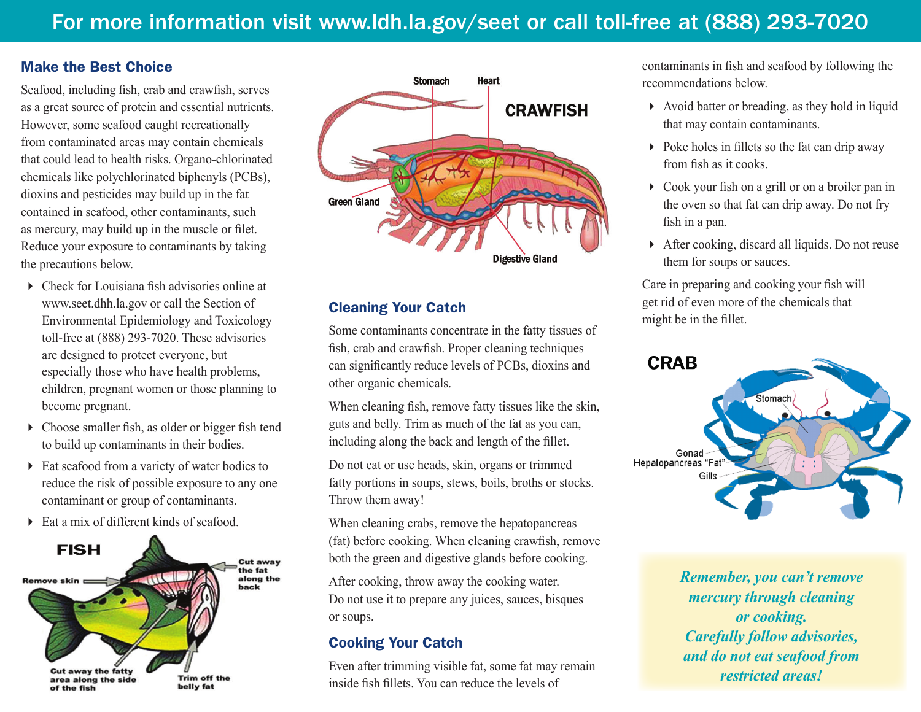For more information visit www.ldh.la.gov/seet or call toll-free at (888) 293-7020

## Make the Best Choice

Seafood, including fish, crab and crawfish, serves as a great source of protein and essential nutrients. However, some seafood caught recreationally from contaminated areas may contain chemicals that could lead to health risks. Organo-chlorinated chemicals like polychlorinated biphenyls (PCBs), dioxins and pesticides may build up in the fat contained in seafood, other contaminants, such as mercury, may build up in the muscle or filet. Reduce your exposure to contaminants by taking the precautions below.

- Check for Louisiana fish advisories online at www.seet.dhh.la.gov or call the Section of Environmental Epidemiology and Toxicology toll-free at (888) 293-7020. These advisories are designed to protect everyone, but especially those who have health problems, children, pregnant women or those planning to become pregnant.
- Choose smaller fish, as older or bigger fish tend to build up contaminants in their bodies.
- Eat seafood from a variety of water bodies to reduce the risk of possible exposure to any one contaminant or group of contaminants.
- Eat a mix of different kinds of seafood.

FISH

Remove skin

Cut away the fat along the back

Cut away the fatty area along the side of the fish

Trim off the belly fat

CRAWFISH

Stomach

Heart

Green Gland

Digestive Gland

## Cleaning Your Catch

Some contaminants concentrate in the fatty tissues of fish, crab and crawfish. Proper cleaning techniques can significantly reduce levels of PCBs, dioxins and other organic chemicals.

When cleaning fish, remove fatty tissues like the skin, guts and belly. Trim as much of the fat as you can, including along the back and length of the fillet.

Do not eat or use heads, skin, organs or trimmed fatty portions in soups, stews, boils, broths or stocks. Throw them away!

When cleaning crabs, remove the hepatopancreas (fat) before cooking. When cleaning crawfish, remove both the green and digestive glands before cooking.

After cooking, throw away the cooking water. Do not use it to prepare any juices, sauces, bisques or soups.

## Cooking Your Catch

Even after trimming visible fat, some fat may remain inside fish fillets. You can reduce the levels of contaminants in fish and seafood by following the recommendations below.

- Avoid batter or breading, as they hold in liquid that may contain contaminants.
- Poke holes in fillets so the fat can drip away from fish as it cooks.
- Cook your fish on a grill or on a broiler pan in the oven so that fat can drip away. Do not fry fish in a pan.
- After cooking, discard all liquids. Do not reuse them for soups or sauces.

Care in preparing and cooking your fish will get rid of even more of the chemicals that might be in the fillet.

CRAB

Stomach

Gonad

Hepatopancreas "Fat"

Gills

***Remember, you can't remove mercury through cleaning or cooking. Carefully follow advisories, and do not eat seafood from restricted areas!***